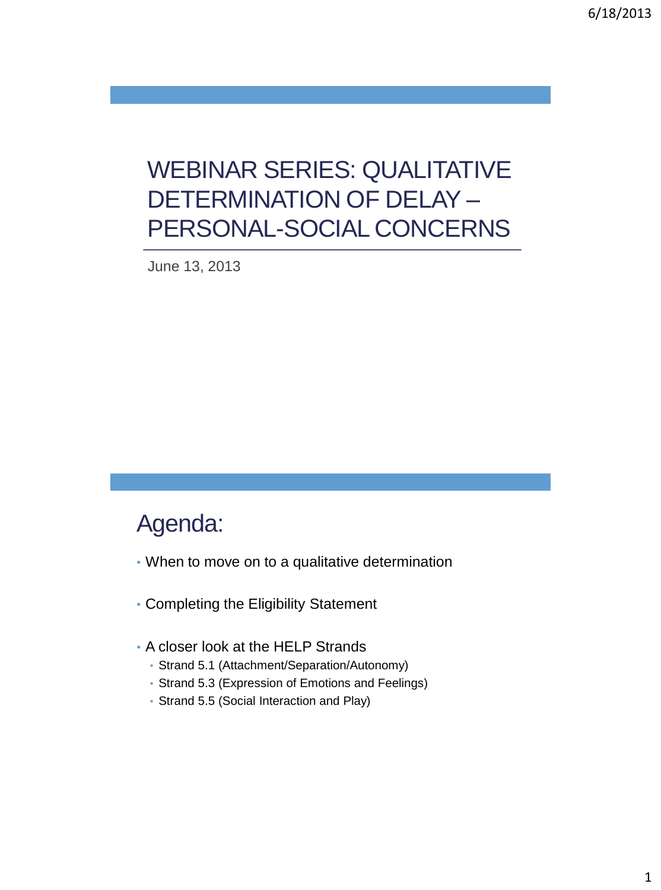# WEBINAR SERIES: QUALITATIVE DETERMINATION OF DELAY – PERSONAL-SOCIAL CONCERNS

June 13, 2013

## Agenda:

- When to move on to a qualitative determination
- Completing the Eligibility Statement
- A closer look at the HELP Strands
  - Strand 5.1 (Attachment/Separation/Autonomy)
  - Strand 5.3 (Expression of Emotions and Feelings)
  - Strand 5.5 (Social Interaction and Play)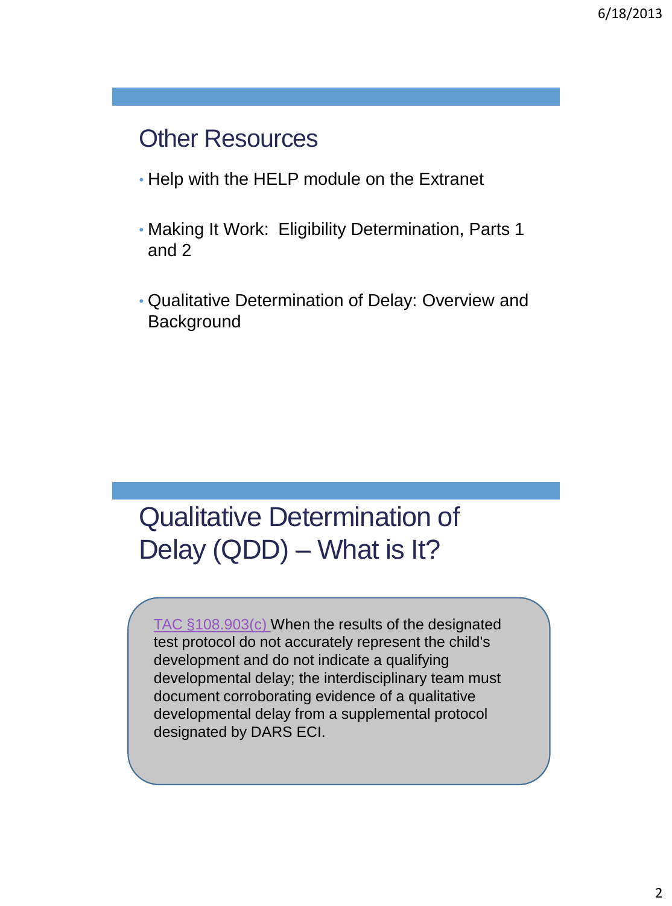## Other Resources

- Help with the HELP module on the Extranet
- Making It Work: Eligibility Determination, Parts 1 and 2
- Qualitative Determination of Delay: Overview and Background

## Qualitative Determination of Delay (QDD) – What is It?

TAC §108.903(c) When the results of the designated test protocol do not accurately represent the child's development and do not indicate a qualifying developmental delay; the interdisciplinary team must document corroborating evidence of a qualitative developmental delay from a supplemental protocol designated by DARS ECI.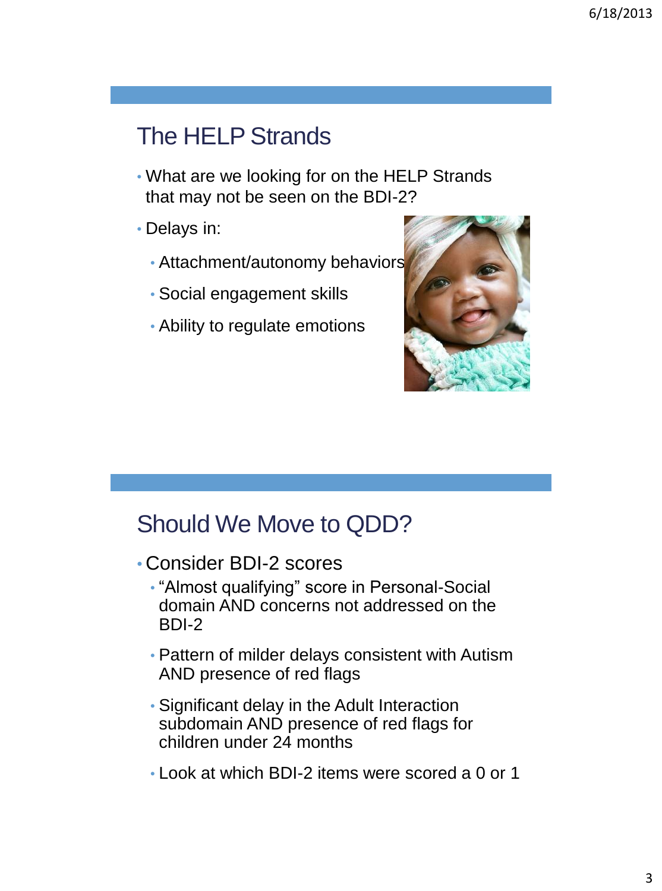## The HELP Strands

- What are we looking for on the HELP Strands that may not be seen on the BDI-2?
- Delays in:
  - Attachment/autonomy behaviors
  - Social engagement skills
  - Ability to regulate emotions

## Should We Move to QDD?

- Consider BDI-2 scores
  - "Almost qualifying" score in Personal-Social domain AND concerns not addressed on the BDI-2
  - Pattern of milder delays consistent with Autism AND presence of red flags
  - Significant delay in the Adult Interaction subdomain AND presence of red flags for children under 24 months
  - Look at which BDI-2 items were scored a 0 or 1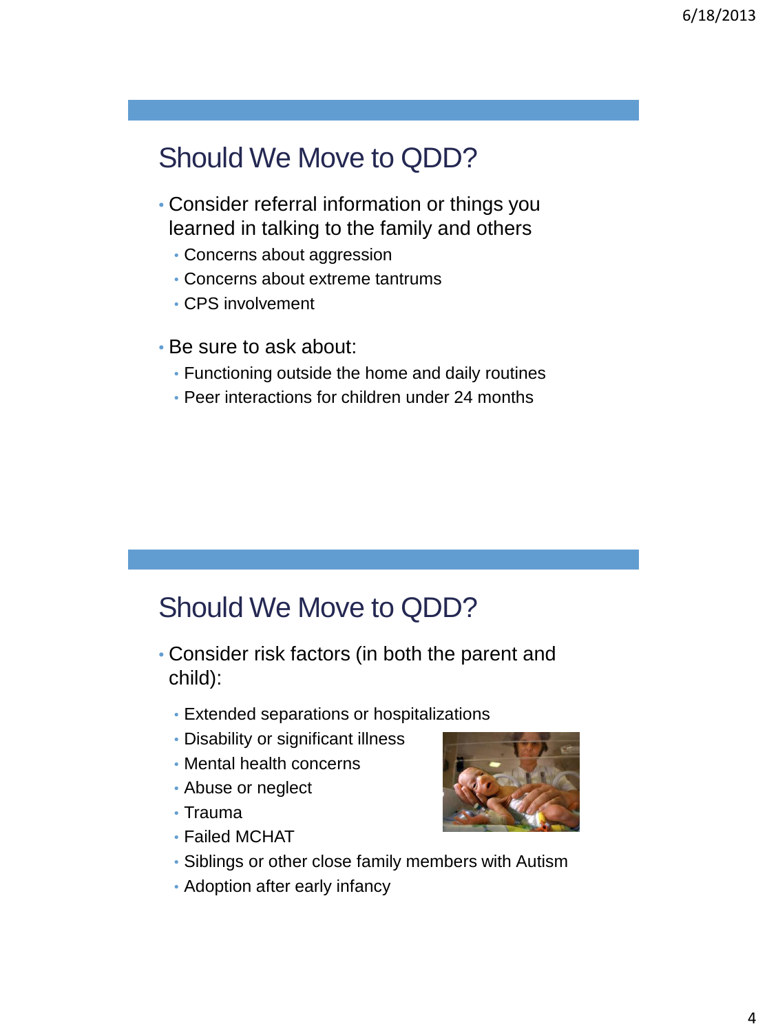## Should We Move to QDD?

- Consider referral information or things you learned in talking to the family and others
  - Concerns about aggression
  - Concerns about extreme tantrums
  - CPS involvement
- Be sure to ask about:
  - Functioning outside the home and daily routines
  - Peer interactions for children under 24 months

## Should We Move to QDD?

- Consider risk factors (in both the parent and child):
  - Extended separations or hospitalizations
  - Disability or significant illness
  - Mental health concerns
  - Abuse or neglect
  - Trauma
  - Failed MCHAT
  - Siblings or other close family members with Autism
  - Adoption after early infancy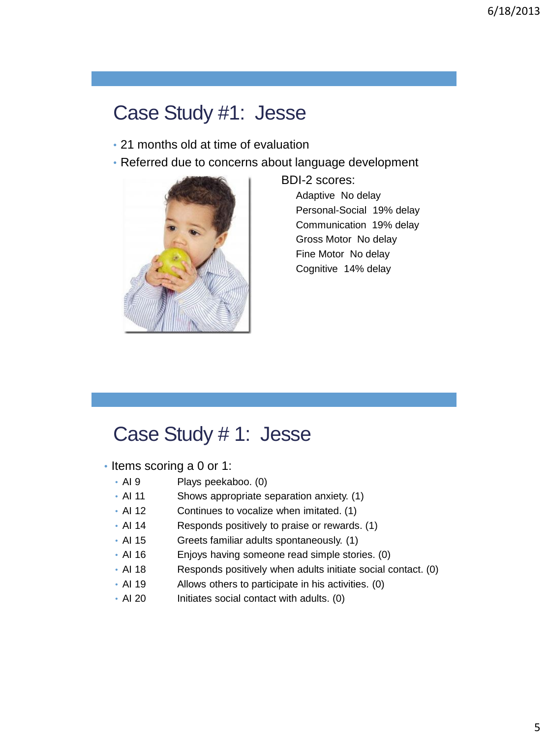## Case Study #1: Jesse

- 21 months old at time of evaluation
- Referred due to concerns about language development

BDI-2 scores:

- Adaptive No delay
- Personal-Social 19% delay
- Communication 19% delay
- Gross Motor No delay
- Fine Motor No delay
- Cognitive 14% delay

## Case Study # 1: Jesse

- Items scoring a 0 or 1:
  - AI 9 Plays peekaboo. (0)
  - AI 11 Shows appropriate separation anxiety. (1)
  - AI 12 Continues to vocalize when imitated. (1)
  - AI 14 Responds positively to praise or rewards. (1)
  - AI 15 Greets familiar adults spontaneously. (1)
  - AI 16 Enjoys having someone read simple stories. (0)
  - AI 18 Responds positively when adults initiate social contact. (0)
  - AI 19 Allows others to participate in his activities. (0)
  - AI 20 Initiates social contact with adults. (0)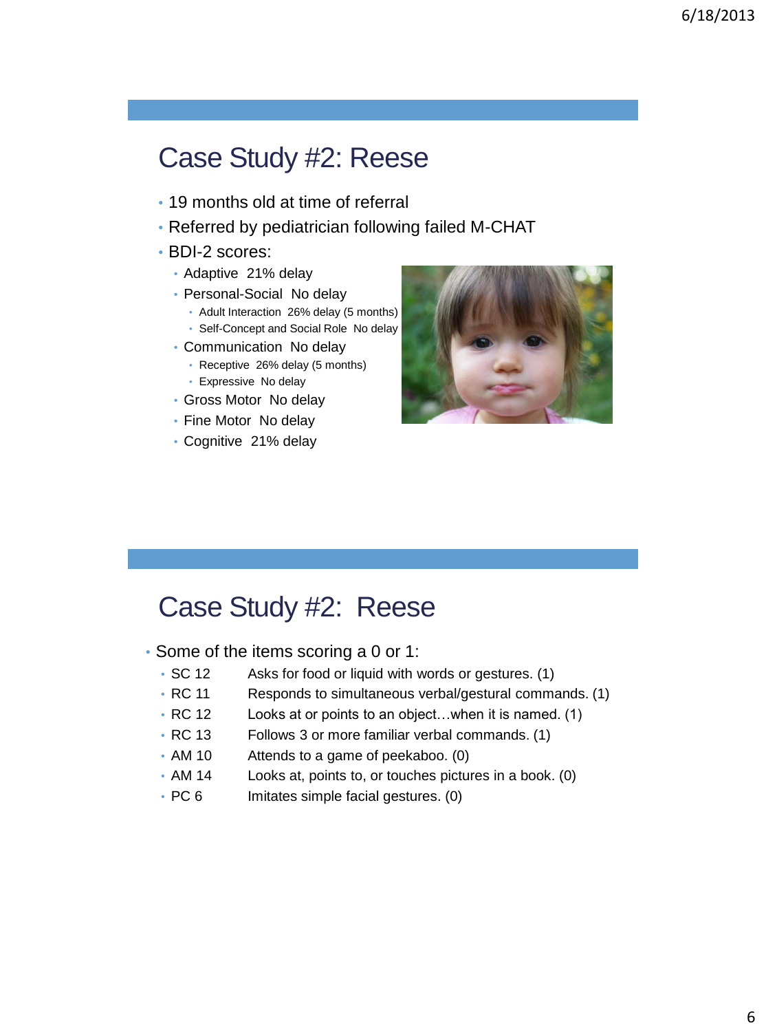# Case Study #2: Reese

- 19 months old at time of referral
- Referred by pediatrician following failed M-CHAT
- BDI-2 scores:
  - Adaptive 21% delay
  - Personal-Social No delay
    - Adult Interaction 26% delay (5 months)
    - Self-Concept and Social Role No delay
  - Communication No delay
    - Receptive 26% delay (5 months)
    - Expressive No delay
  - Gross Motor No delay
  - Fine Motor No delay
  - Cognitive 21% delay

# Case Study #2: Reese

- Some of the items scoring a 0 or 1:
  - SC 12 Asks for food or liquid with words or gestures. (1)
  - RC 11 Responds to simultaneous verbal/gestural commands. (1)
  - RC 12 Looks at or points to an object…when it is named. (1)
  - RC 13 Follows 3 or more familiar verbal commands. (1)
  - AM 10 Attends to a game of peekaboo. (0)
  - AM 14 Looks at, points to, or touches pictures in a book. (0)
  - PC 6 Imitates simple facial gestures. (0)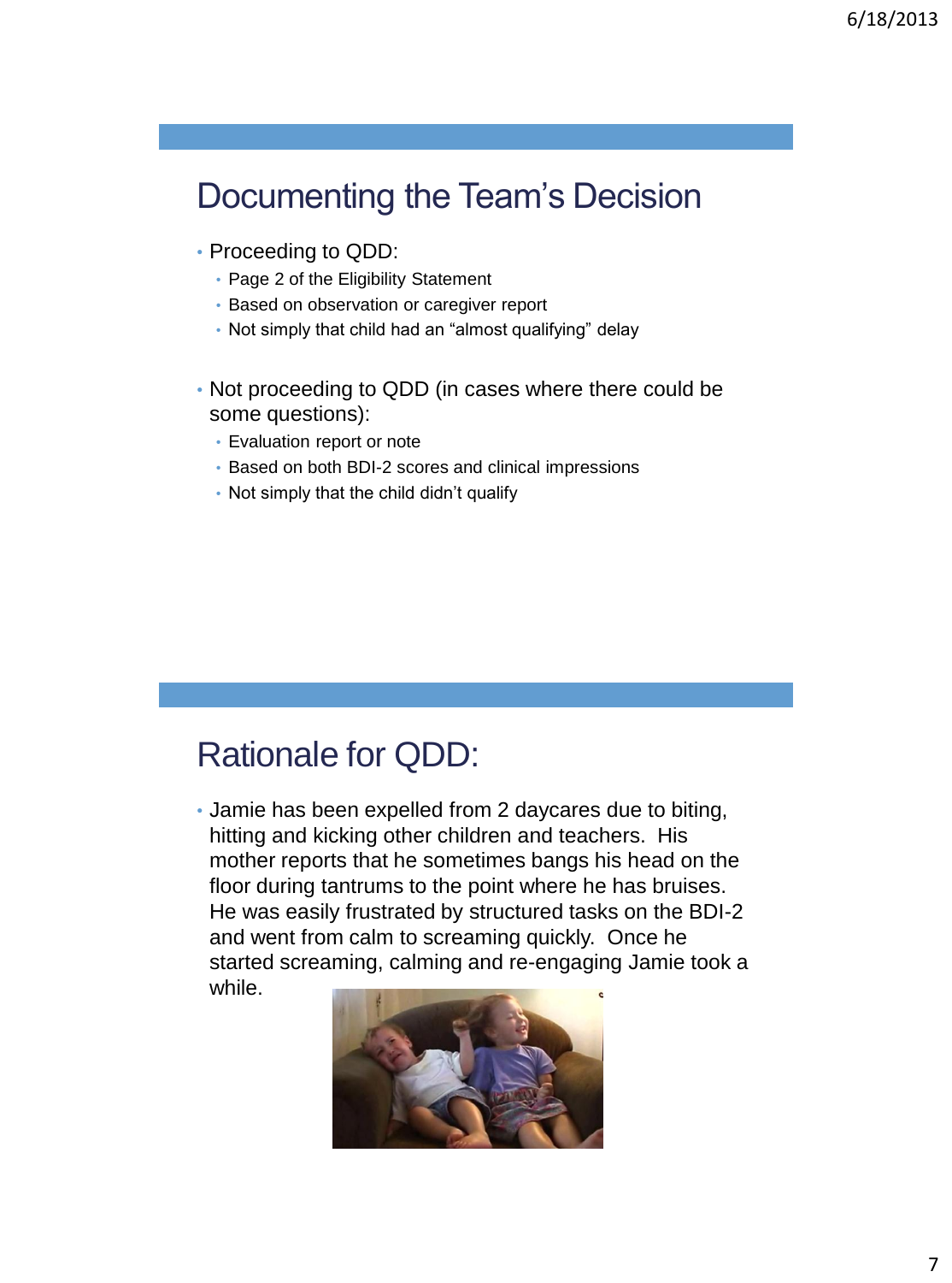## Documenting the Team's Decision

- Proceeding to QDD:
  - Page 2 of the Eligibility Statement
  - Based on observation or caregiver report
  - Not simply that child had an "almost qualifying" delay
- Not proceeding to QDD (in cases where there could be some questions):
  - Evaluation report or note
  - Based on both BDI-2 scores and clinical impressions
  - Not simply that the child didn't qualify

## Rationale for QDD:

- Jamie has been expelled from 2 daycares due to biting, hitting and kicking other children and teachers. His mother reports that he sometimes bangs his head on the floor during tantrums to the point where he has bruises. He was easily frustrated by structured tasks on the BDI-2 and went from calm to screaming quickly. Once he started screaming, calming and re-engaging Jamie took a while.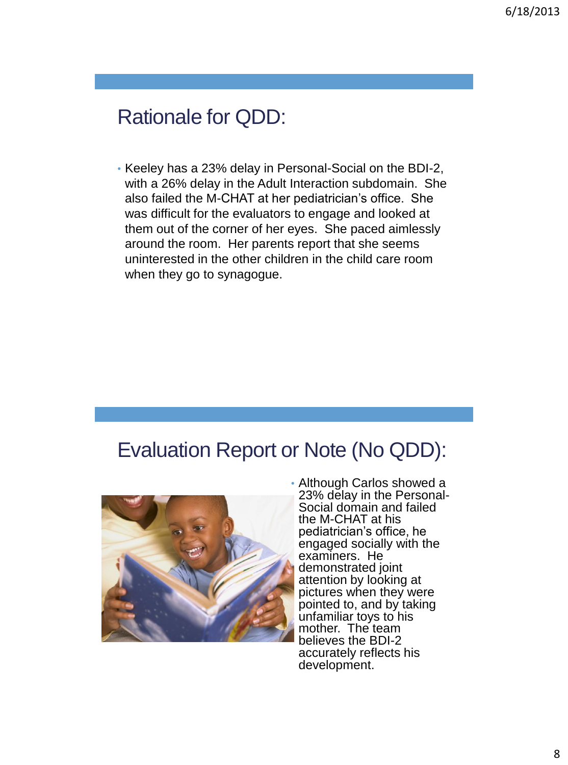## Rationale for QDD:

- Keeley has a 23% delay in Personal-Social on the BDI-2, with a 26% delay in the Adult Interaction subdomain. She also failed the M-CHAT at her pediatrician's office. She was difficult for the evaluators to engage and looked at them out of the corner of her eyes. She paced aimlessly around the room. Her parents report that she seems uninterested in the other children in the child care room when they go to synagogue.

## Evaluation Report or Note (No QDD):

- Although Carlos showed a 23% delay in the Personal-Social domain and failed the M-CHAT at his pediatrician's office, he engaged socially with the examiners. He demonstrated joint attention by looking at pictures when they were pointed to, and by taking unfamiliar toys to his mother. The team believes the BDI-2 accurately reflects his development.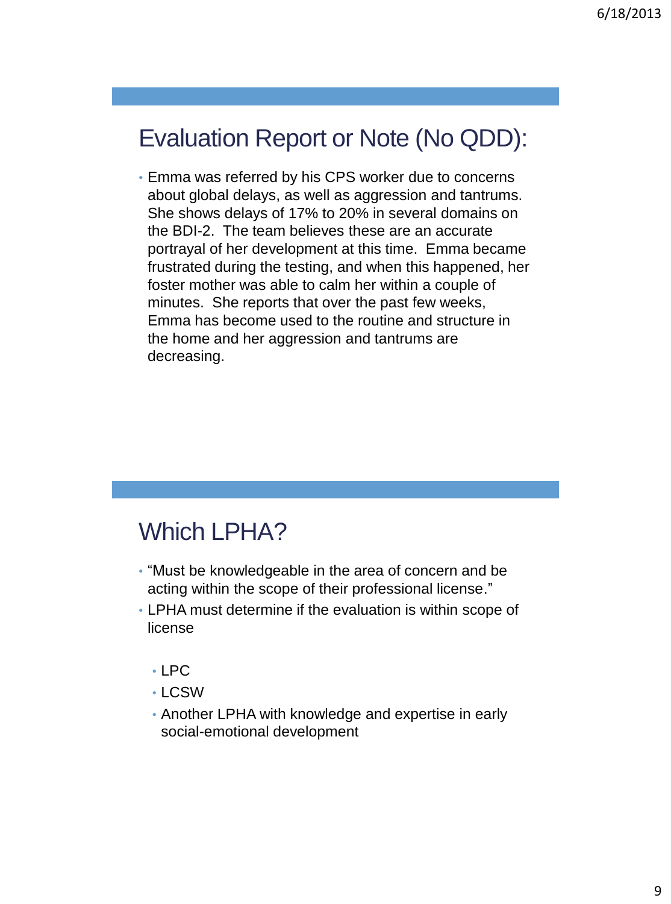## Evaluation Report or Note (No QDD):

- Emma was referred by his CPS worker due to concerns about global delays, as well as aggression and tantrums. She shows delays of 17% to 20% in several domains on the BDI-2. The team believes these are an accurate portrayal of her development at this time. Emma became frustrated during the testing, and when this happened, her foster mother was able to calm her within a couple of minutes. She reports that over the past few weeks, Emma has become used to the routine and structure in the home and her aggression and tantrums are decreasing.

## Which LPHA?

- "Must be knowledgeable in the area of concern and be acting within the scope of their professional license."
- LPHA must determine if the evaluation is within scope of license
  - LPC
  - LCSW
  - Another LPHA with knowledge and expertise in early social-emotional development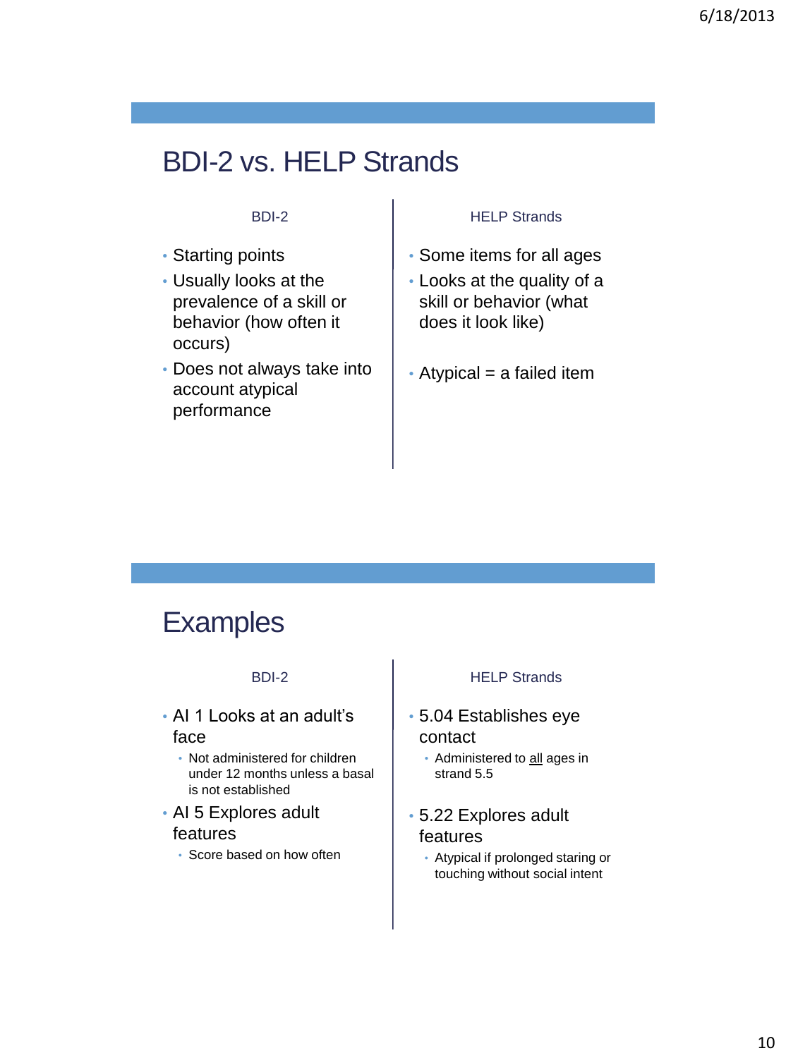## BDI-2 vs. HELP Strands

**BDI-2**

- Starting points
- Usually looks at the prevalence of a skill or behavior (how often it occurs)
- Does not always take into account atypical performance

**HELP Strands**

- Some items for all ages
- Looks at the quality of a skill or behavior (what does it look like)
- Atypical = a failed item

## Examples

**BDI-2**

- AI 1 Looks at an adult's face
  - Not administered for children under 12 months unless a basal is not established
- AI 5 Explores adult features
  - Score based on how often

**HELP Strands**

- 5.04 Establishes eye contact
  - Administered to <u>all</u> ages in strand 5.5
- 5.22 Explores adult features
  - Atypical if prolonged staring or touching without social intent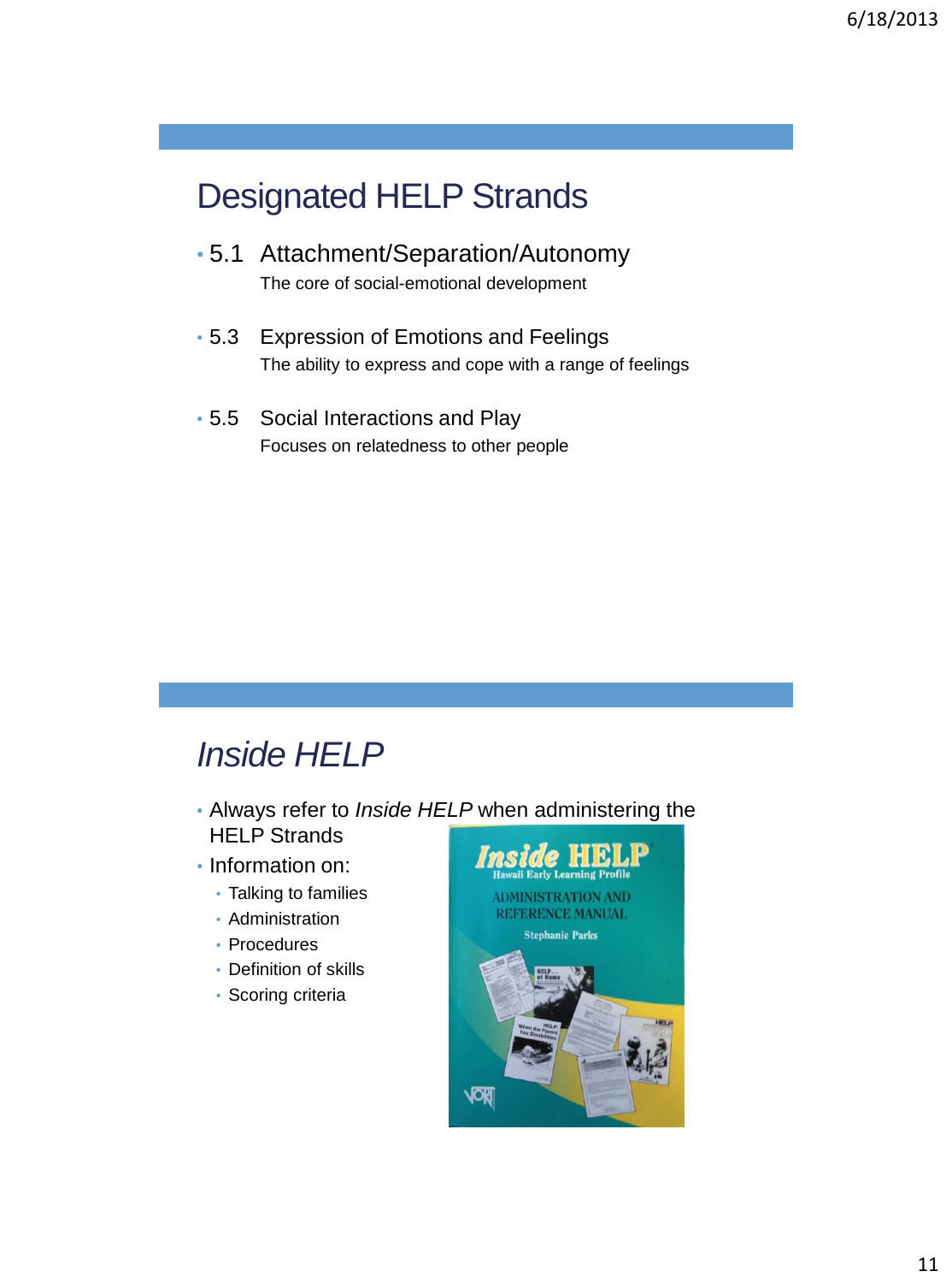## Designated HELP Strands

- 5.1 Attachment/Separation/Autonomy
  The core of social-emotional development
- 5.3 Expression of Emotions and Feelings
  The ability to express and cope with a range of feelings
- 5.5 Social Interactions and Play
  Focuses on relatedness to other people

## *Inside HELP*

- Always refer to *Inside HELP* when administering the HELP Strands
- Information on:
  - Talking to families
  - Administration
  - Procedures
  - Definition of skills
  - Scoring criteria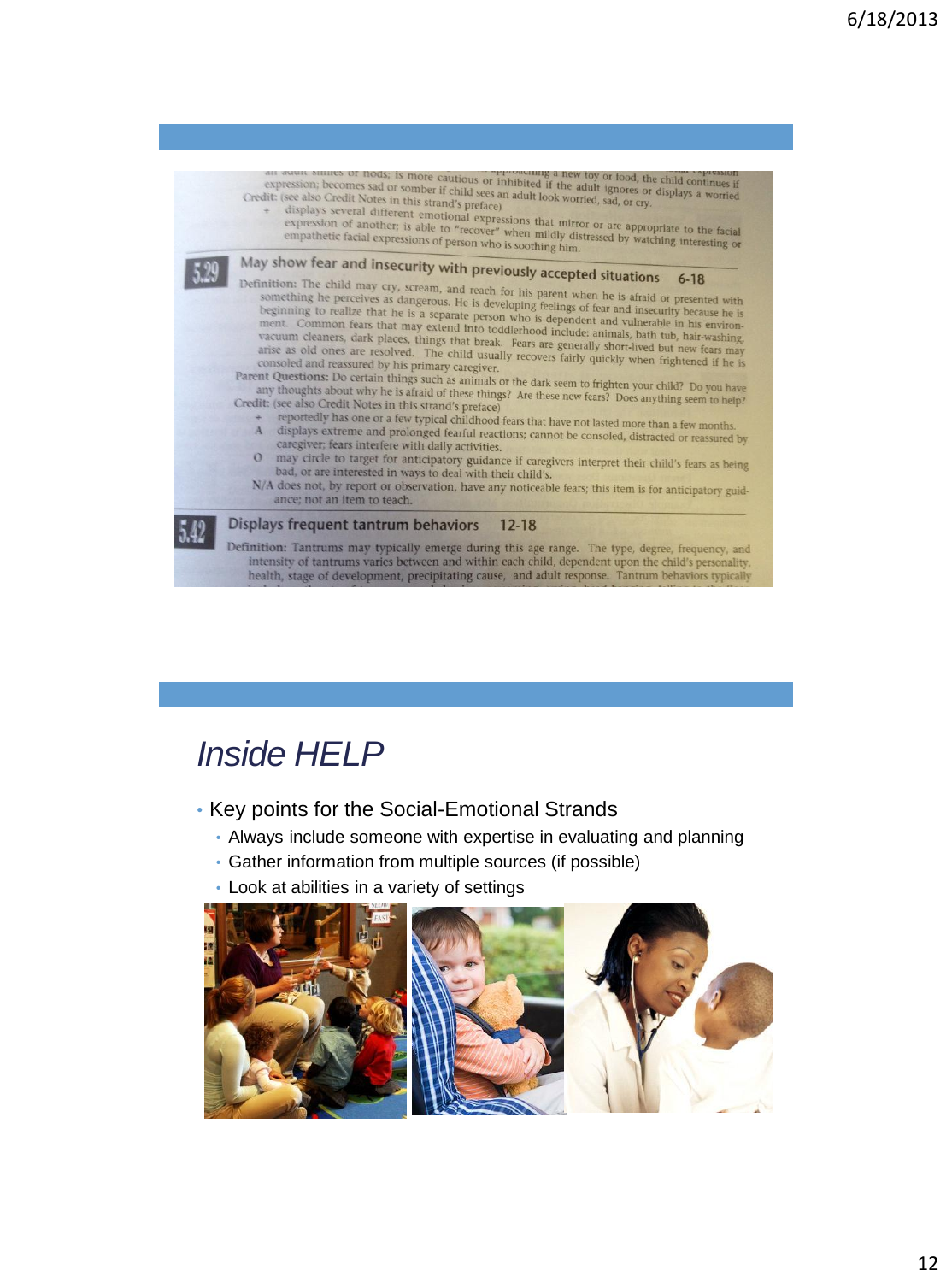an adult smiles or nods; is more cautious or inhibited if approaching a new toy or food, the child continues if expression; becomes sad or somber if child sees an adult look worried, sad, or cry. ignores or displays a worried

Credit: (see also Credit Notes in this strand's preface)

- \+ displays several different emotional expressions that mirror or are appropriate to the facial expression of another; is able to "recover" when mildly distressed by watching interesting or empathetic facial expressions of person who is soothing him.

**5.29** May show fear and insecurity with previously accepted situations 6-18

**Definition:** The child may cry, scream, and reach for his parent when he is afraid or presented with something he perceives as dangerous. He is developing feelings of fear and insecurity because he is beginning to realize that he is a separate person who is dependent and vulnerable in his environment. Common fears that may extend into toddlerhood include: animals, bath tub, hair-washing, vacuum cleaners, dark places, things that break. Fears are generally short-lived but new fears may arise as old ones are resolved. The child usually recovers fairly quickly when frightened if he is consoled and reassured by his primary caregiver.

**Parent Questions:** Do certain things such as animals or the dark seem to frighten your child? Do you have any thoughts about why he is afraid of these things? Are these new fears? Does anything seem to help?

**Credit:** (see also Credit Notes in this strand's preface)

- \+ reportedly has one or a few typical childhood fears that have not lasted more than a few months.
- A displays extreme and prolonged fearful reactions; cannot be consoled, distracted or reassured by caregiver; fears interfere with daily activities.
- O may circle to target for anticipatory guidance if caregivers interpret their child's fears as being bad, or are interested in ways to deal with their child's.
- N/A does not, by report or observation, have any noticeable fears; this item is for anticipatory guidance; not an item to teach.

**5.42** Displays frequent tantrum behaviors 12-18

**Definition:** Tantrums may typically emerge during this age range. The type, degree, frequency, and intensity of tantrums varies between and within each child, dependent upon the child's personality, health, stage of development, precipitating cause, and adult response. Tantrum behaviors typically

# *Inside HELP*

- Key points for the Social-Emotional Strands
  - Always include someone with expertise in evaluating and planning
  - Gather information from multiple sources (if possible)
  - Look at abilities in a variety of settings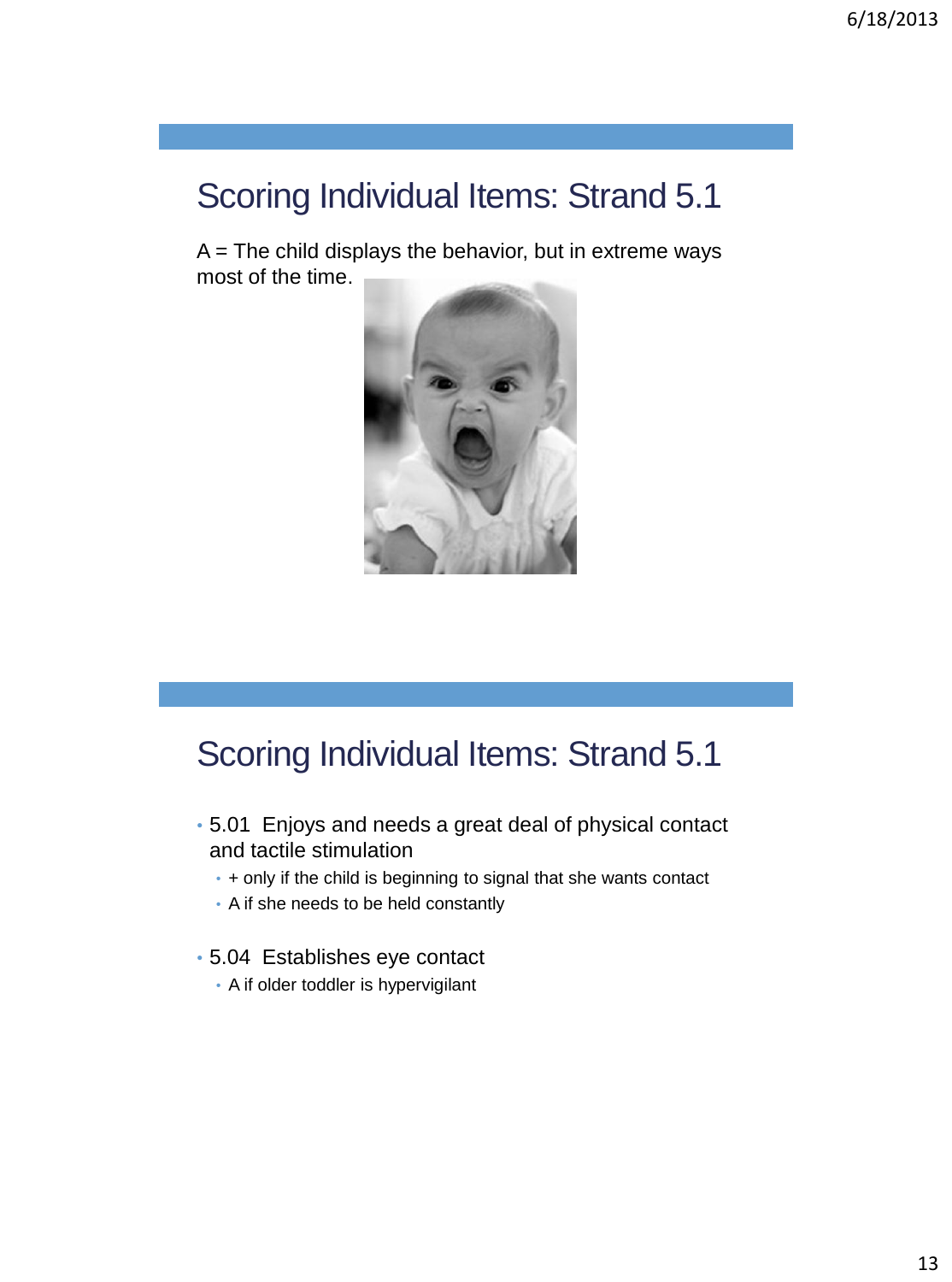## Scoring Individual Items: Strand 5.1

A = The child displays the behavior, but in extreme ways most of the time.

## Scoring Individual Items: Strand 5.1

- 5.01 Enjoys and needs a great deal of physical contact and tactile stimulation
  - + only if the child is beginning to signal that she wants contact
  - A if she needs to be held constantly
- 5.04 Establishes eye contact
  - A if older toddler is hypervigilant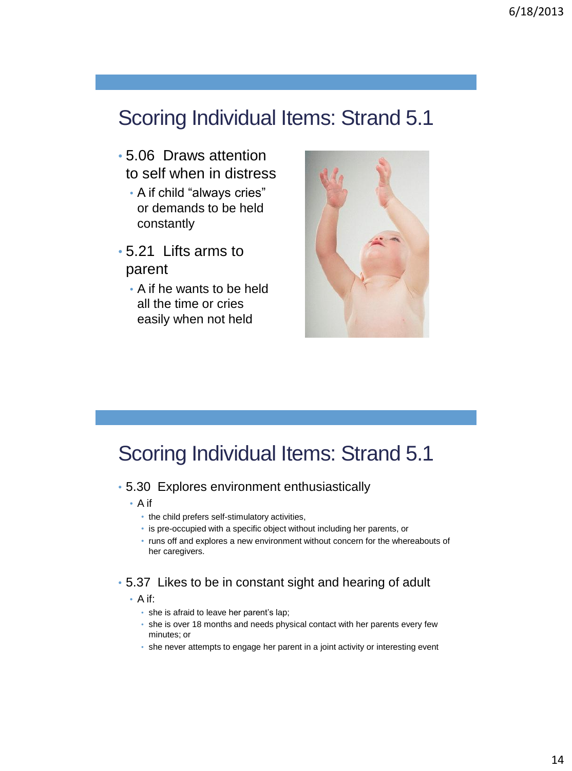## Scoring Individual Items: Strand 5.1

- 5.06 Draws attention to self when in distress
  - A if child “always cries” or demands to be held constantly
- 5.21 Lifts arms to parent
  - A if he wants to be held all the time or cries easily when not held

## Scoring Individual Items: Strand 5.1

- 5.30 Explores environment enthusiastically
  - A if
    - the child prefers self-stimulatory activities,
    - is pre-occupied with a specific object without including her parents, or
    - runs off and explores a new environment without concern for the whereabouts of her caregivers.
- 5.37 Likes to be in constant sight and hearing of adult
  - A if:
    - she is afraid to leave her parent’s lap;
    - she is over 18 months and needs physical contact with her parents every few minutes; or
    - she never attempts to engage her parent in a joint activity or interesting event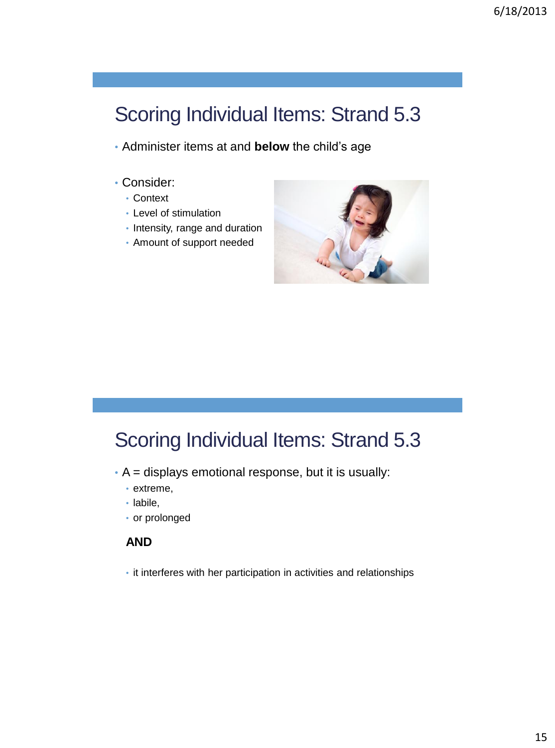## Scoring Individual Items: Strand 5.3

- Administer items at and **below** the child's age

- Consider:
  - Context
  - Level of stimulation
  - Intensity, range and duration
  - Amount of support needed

## Scoring Individual Items: Strand 5.3

- A = displays emotional response, but it is usually:
  - extreme,
  - labile,
  - or prolonged

**AND**

- it interferes with her participation in activities and relationships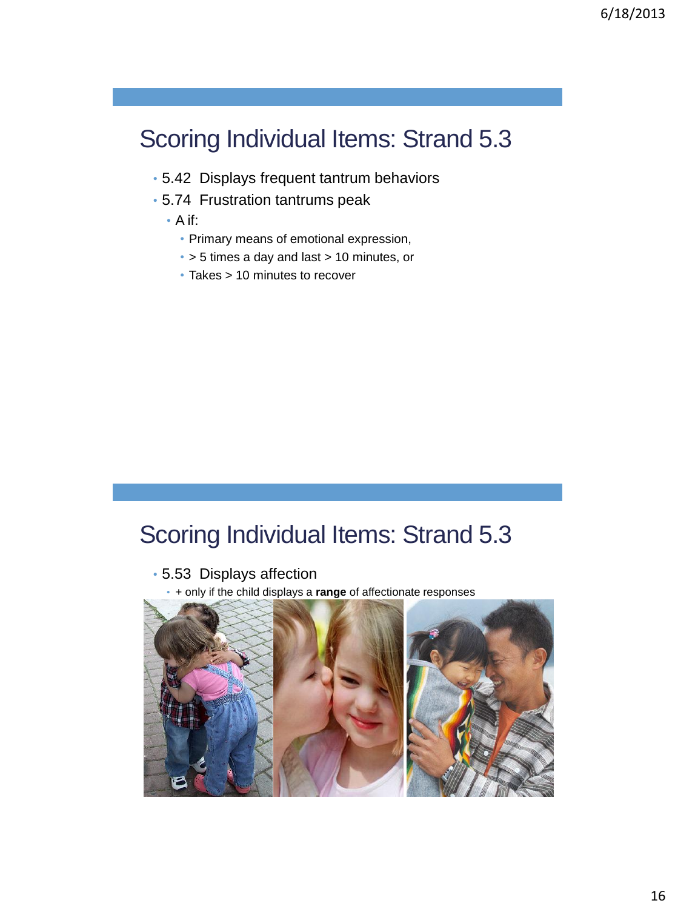## Scoring Individual Items: Strand 5.3

- 5.42 Displays frequent tantrum behaviors
- 5.74 Frustration tantrums peak
  - A if:
    - Primary means of emotional expression,
    - > 5 times a day and last > 10 minutes, or
    - Takes > 10 minutes to recover

## Scoring Individual Items: Strand 5.3

- 5.53 Displays affection
  - + only if the child displays a **range** of affectionate responses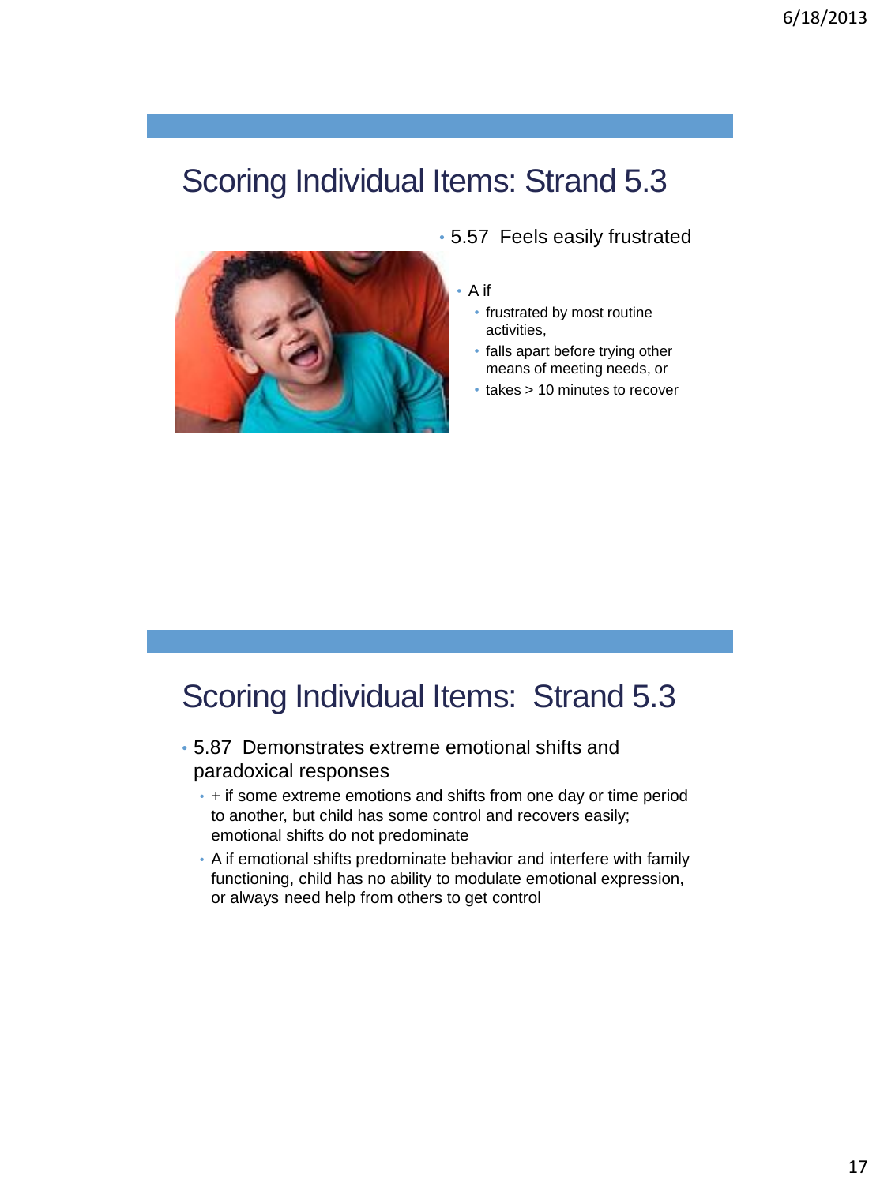## Scoring Individual Items: Strand 5.3

- 5.57 Feels easily frustrated
  - A if
    - frustrated by most routine activities,
    - falls apart before trying other means of meeting needs, or
    - takes > 10 minutes to recover

## Scoring Individual Items: Strand 5.3

- 5.87 Demonstrates extreme emotional shifts and paradoxical responses
  - + if some extreme emotions and shifts from one day or time period to another, but child has some control and recovers easily; emotional shifts do not predominate
  - A if emotional shifts predominate behavior and interfere with family functioning, child has no ability to modulate emotional expression, or always need help from others to get control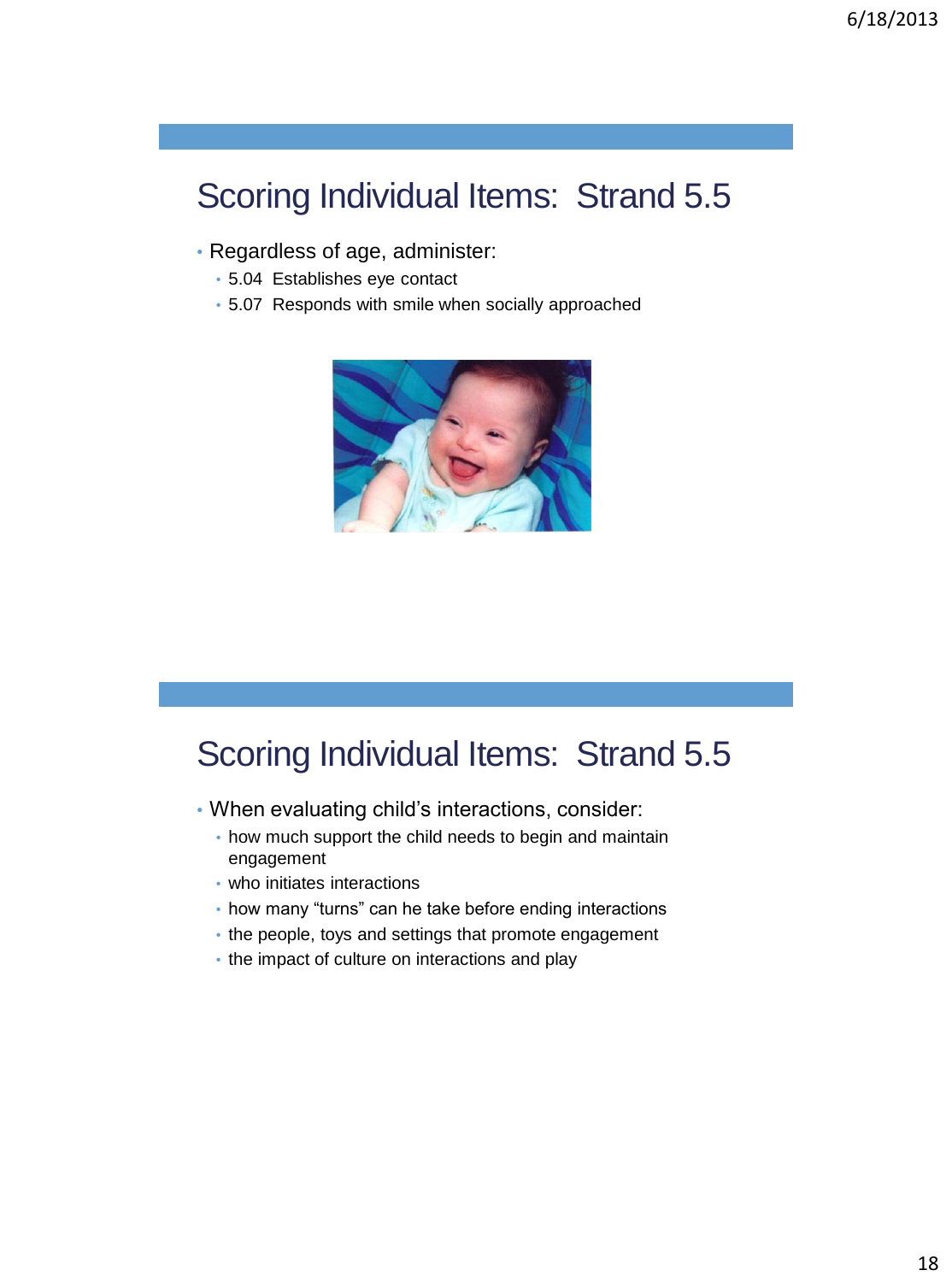## Scoring Individual Items: Strand 5.5

- Regardless of age, administer:
  - 5.04 Establishes eye contact
  - 5.07 Responds with smile when socially approached

## Scoring Individual Items: Strand 5.5

- When evaluating child's interactions, consider:
  - how much support the child needs to begin and maintain engagement
  - who initiates interactions
  - how many "turns" can he take before ending interactions
  - the people, toys and settings that promote engagement
  - the impact of culture on interactions and play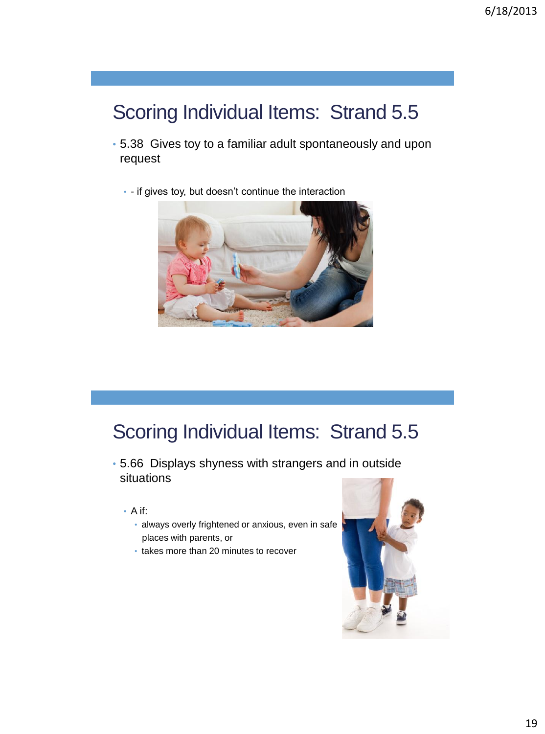## Scoring Individual Items: Strand 5.5

- 5.38 Gives toy to a familiar adult spontaneously and upon request
  - - if gives toy, but doesn't continue the interaction

## Scoring Individual Items: Strand 5.5

- 5.66 Displays shyness with strangers and in outside situations
  - A if:
    - always overly frightened or anxious, even in safe places with parents, or
    - takes more than 20 minutes to recover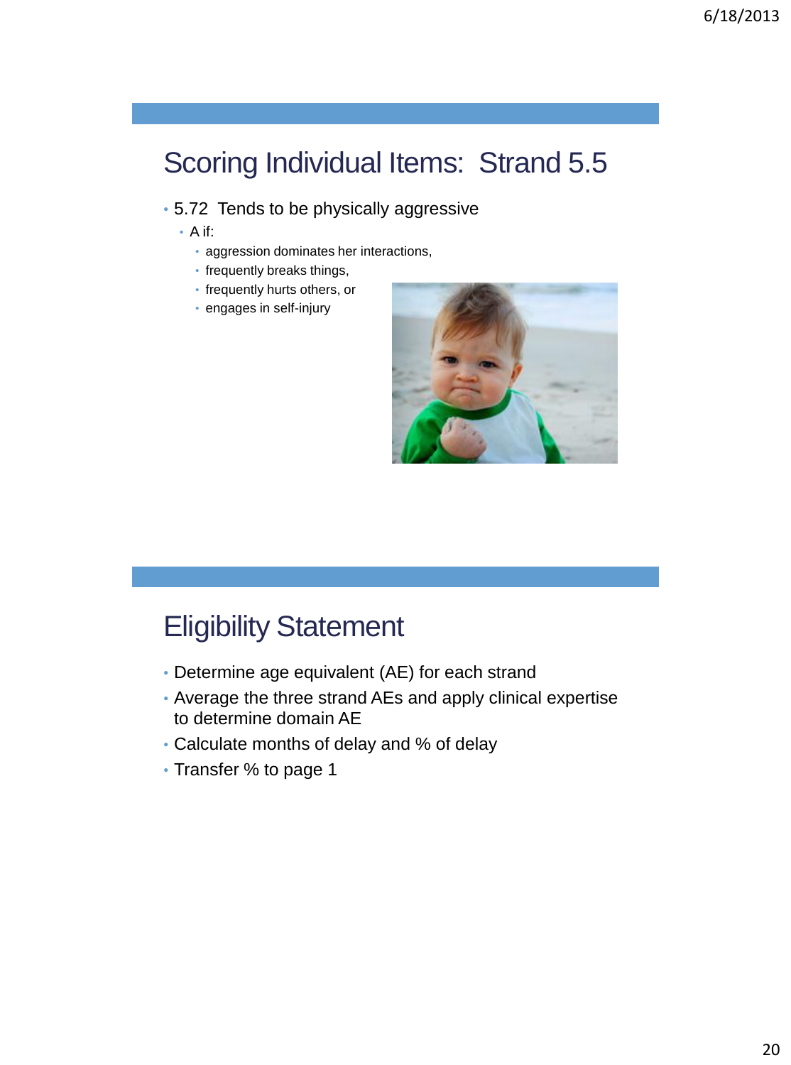## Scoring Individual Items: Strand 5.5

- 5.72 Tends to be physically aggressive
  - A if:
    - aggression dominates her interactions,
    - frequently breaks things,
    - frequently hurts others, or
    - engages in self-injury

## Eligibility Statement

- Determine age equivalent (AE) for each strand
- Average the three strand AEs and apply clinical expertise to determine domain AE
- Calculate months of delay and % of delay
- Transfer % to page 1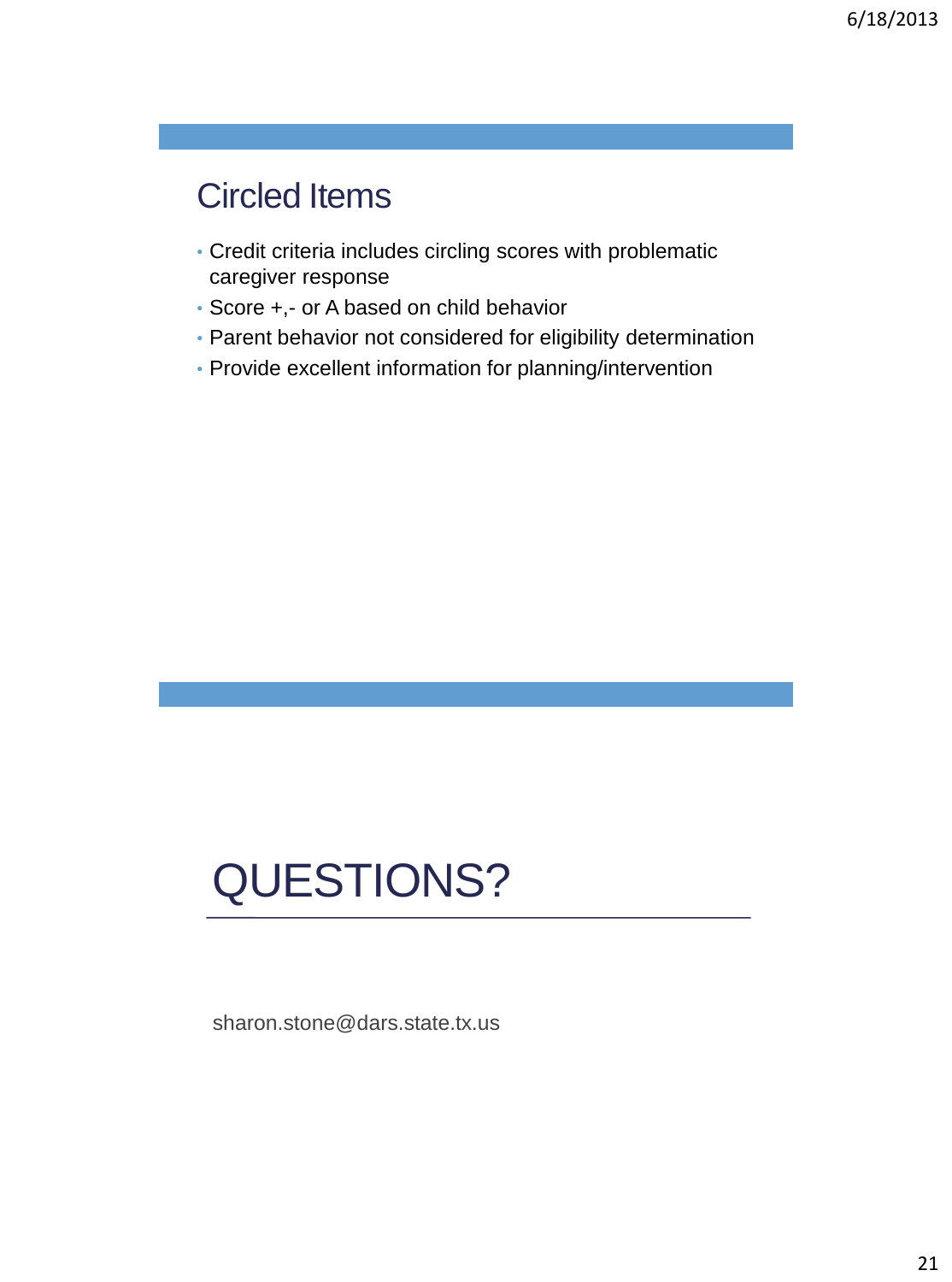## Circled Items

- Credit criteria includes circling scores with problematic caregiver response
- Score +,- or A based on child behavior
- Parent behavior not considered for eligibility determination
- Provide excellent information for planning/intervention

# QUESTIONS?

sharon.stone@dars.state.tx.us